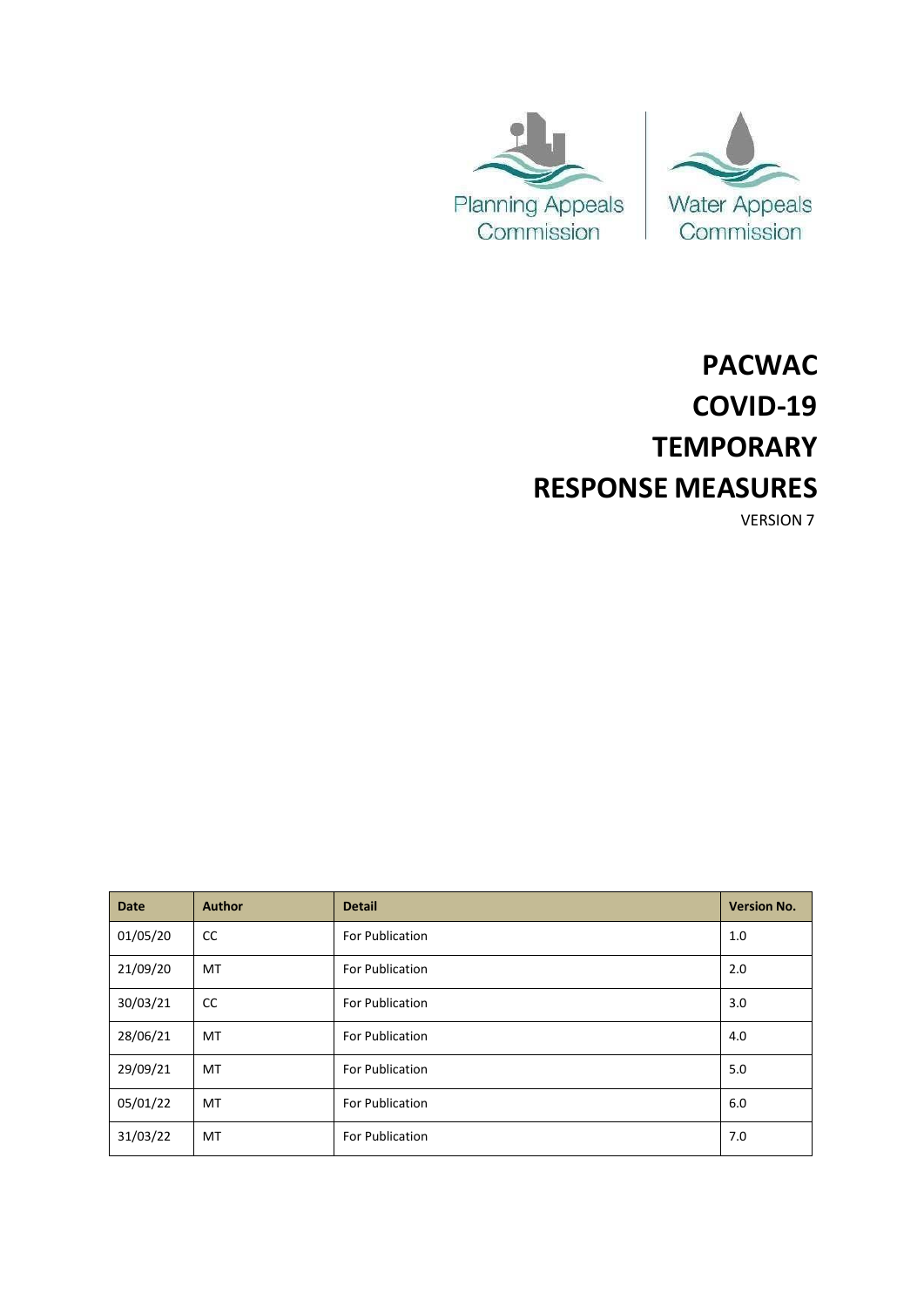Planning Appeals Commission | Water Appeals Commission

# PACWAC COVID-19 TEMPORARY RESPONSE MEASURES

VERSION 7

| Date | Author | Detail | Version No. |
|---|---|---|---|
| 01/05/20 | CC | For Publication | 1.0 |
| 21/09/20 | MT | For Publication | 2.0 |
| 30/03/21 | CC | For Publication | 3.0 |
| 28/06/21 | MT | For Publication | 4.0 |
| 29/09/21 | MT | For Publication | 5.0 |
| 05/01/22 | MT | For Publication | 6.0 |
| 31/03/22 | MT | For Publication | 7.0 |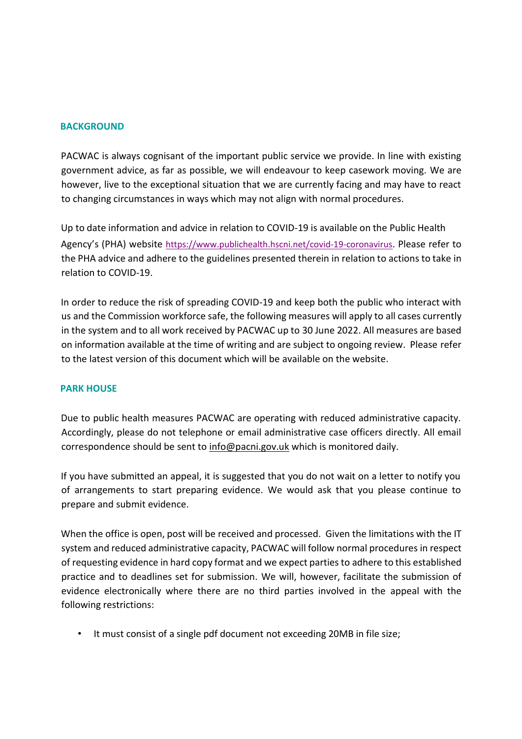## BACKGROUND

PACWAC is always cognisant of the important public service we provide. In line with existing government advice, as far as possible, we will endeavour to keep casework moving. We are however, live to the exceptional situation that we are currently facing and may have to react to changing circumstances in ways which may not align with normal procedures.

Up to date information and advice in relation to COVID-19 is available on the Public Health Agency's (PHA) website https://www.publichealth.hscni.net/covid-19-coronavirus. Please refer to the PHA advice and adhere to the guidelines presented therein in relation to actions to take in relation to COVID-19.

In order to reduce the risk of spreading COVID-19 and keep both the public who interact with us and the Commission workforce safe, the following measures will apply to all cases currently in the system and to all work received by PACWAC up to 30 June 2022. All measures are based on information available at the time of writing and are subject to ongoing review. Please refer to the latest version of this document which will be available on the website.

## PARK HOUSE

Due to public health measures PACWAC are operating with reduced administrative capacity. Accordingly, please do not telephone or email administrative case officers directly. All email correspondence should be sent to info@pacni.gov.uk which is monitored daily.

If you have submitted an appeal, it is suggested that you do not wait on a letter to notify you of arrangements to start preparing evidence. We would ask that you please continue to prepare and submit evidence.

When the office is open, post will be received and processed. Given the limitations with the IT system and reduced administrative capacity, PACWAC will follow normal procedures in respect of requesting evidence in hard copy format and we expect parties to adhere to this established practice and to deadlines set for submission. We will, however, facilitate the submission of evidence electronically where there are no third parties involved in the appeal with the following restrictions:

- It must consist of a single pdf document not exceeding 20MB in file size;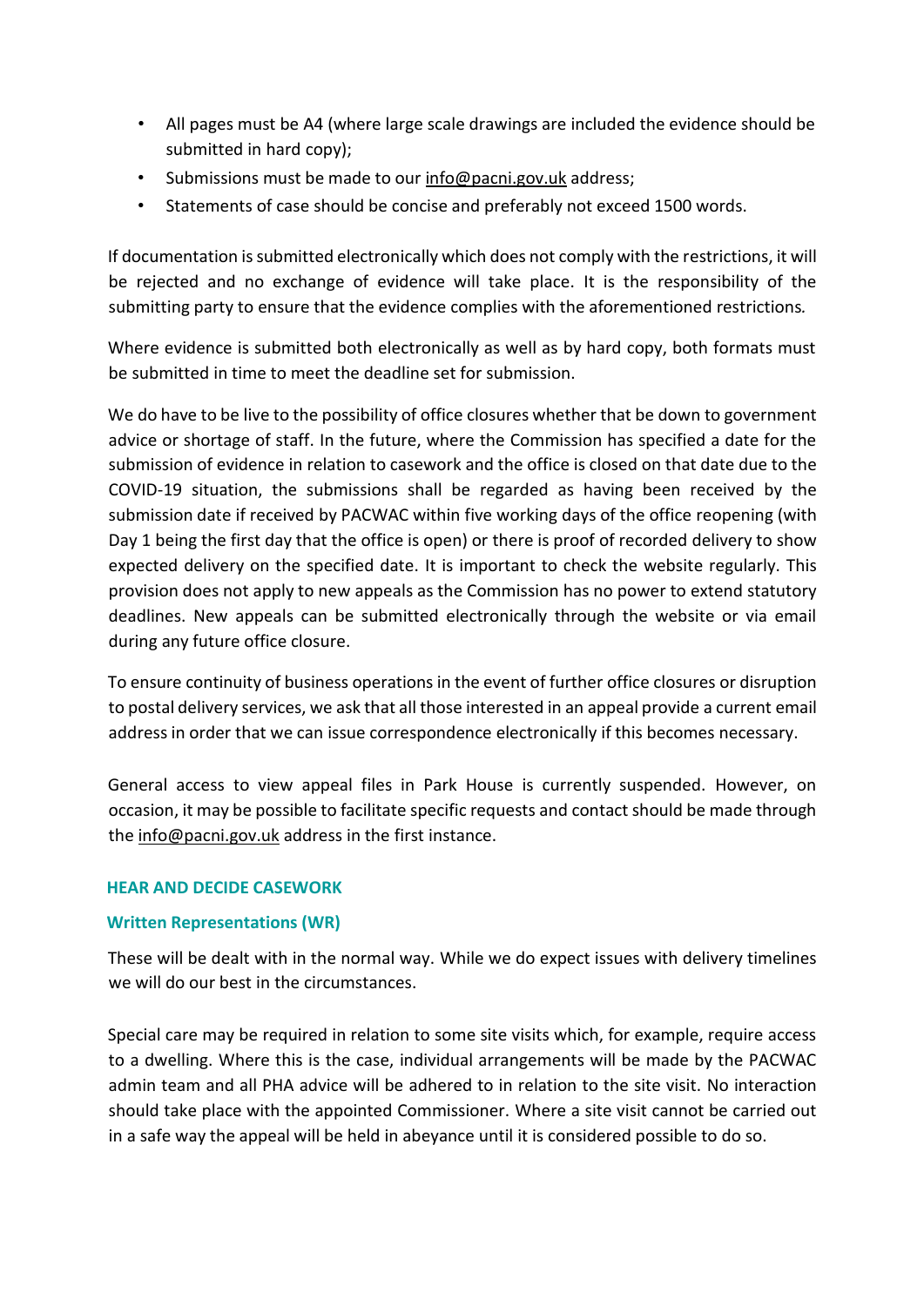- All pages must be A4 (where large scale drawings are included the evidence should be submitted in hard copy);
- Submissions must be made to our info@pacni.gov.uk address;
- Statements of case should be concise and preferably not exceed 1500 words.

If documentation is submitted electronically which does not comply with the restrictions, it will be rejected and no exchange of evidence will take place. It is the responsibility of the submitting party to ensure that the evidence complies with the aforementioned restrictions.

Where evidence is submitted both electronically as well as by hard copy, both formats must be submitted in time to meet the deadline set for submission.

We do have to be live to the possibility of office closures whether that be down to government advice or shortage of staff. In the future, where the Commission has specified a date for the submission of evidence in relation to casework and the office is closed on that date due to the COVID-19 situation, the submissions shall be regarded as having been received by the submission date if received by PACWAC within five working days of the office reopening (with Day 1 being the first day that the office is open) or there is proof of recorded delivery to show expected delivery on the specified date. It is important to check the website regularly. This provision does not apply to new appeals as the Commission has no power to extend statutory deadlines. New appeals can be submitted electronically through the website or via email during any future office closure.

To ensure continuity of business operations in the event of further office closures or disruption to postal delivery services, we ask that all those interested in an appeal provide a current email address in order that we can issue correspondence electronically if this becomes necessary.

General access to view appeal files in Park House is currently suspended. However, on occasion, it may be possible to facilitate specific requests and contact should be made through the info@pacni.gov.uk address in the first instance.

## HEAR AND DECIDE CASEWORK

### Written Representations (WR)

These will be dealt with in the normal way. While we do expect issues with delivery timelines we will do our best in the circumstances.

Special care may be required in relation to some site visits which, for example, require access to a dwelling. Where this is the case, individual arrangements will be made by the PACWAC admin team and all PHA advice will be adhered to in relation to the site visit. No interaction should take place with the appointed Commissioner. Where a site visit cannot be carried out in a safe way the appeal will be held in abeyance until it is considered possible to do so.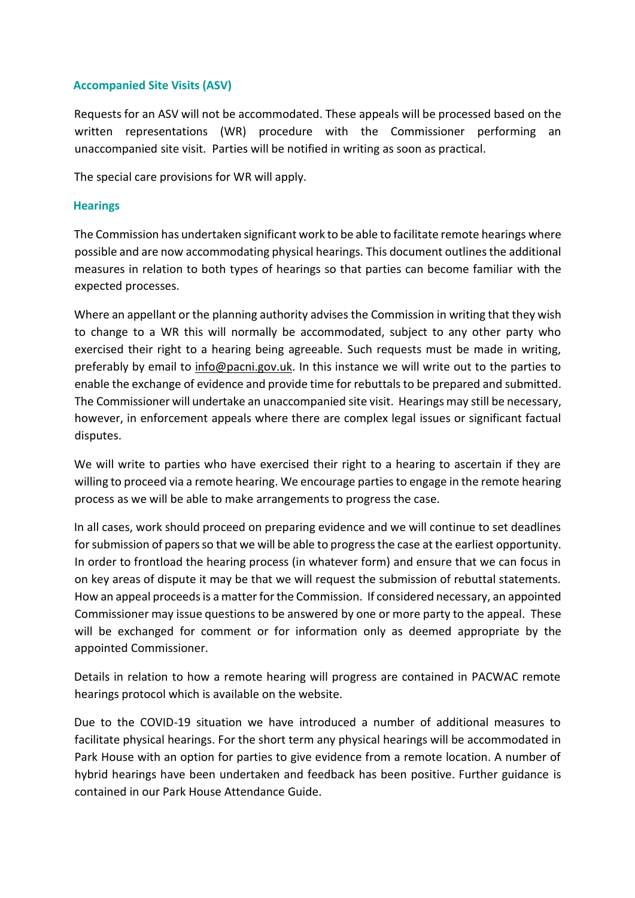## Accompanied Site Visits (ASV)

Requests for an ASV will not be accommodated. These appeals will be processed based on the written representations (WR) procedure with the Commissioner performing an unaccompanied site visit. Parties will be notified in writing as soon as practical.

The special care provisions for WR will apply.

## Hearings

The Commission has undertaken significant work to be able to facilitate remote hearings where possible and are now accommodating physical hearings. This document outlines the additional measures in relation to both types of hearings so that parties can become familiar with the expected processes.

Where an appellant or the planning authority advises the Commission in writing that they wish to change to a WR this will normally be accommodated, subject to any other party who exercised their right to a hearing being agreeable. Such requests must be made in writing, preferably by email to info@pacni.gov.uk. In this instance we will write out to the parties to enable the exchange of evidence and provide time for rebuttals to be prepared and submitted. The Commissioner will undertake an unaccompanied site visit. Hearings may still be necessary, however, in enforcement appeals where there are complex legal issues or significant factual disputes.

We will write to parties who have exercised their right to a hearing to ascertain if they are willing to proceed via a remote hearing. We encourage parties to engage in the remote hearing process as we will be able to make arrangements to progress the case.

In all cases, work should proceed on preparing evidence and we will continue to set deadlines for submission of papers so that we will be able to progress the case at the earliest opportunity. In order to frontload the hearing process (in whatever form) and ensure that we can focus in on key areas of dispute it may be that we will request the submission of rebuttal statements. How an appeal proceeds is a matter for the Commission. If considered necessary, an appointed Commissioner may issue questions to be answered by one or more party to the appeal. These will be exchanged for comment or for information only as deemed appropriate by the appointed Commissioner.

Details in relation to how a remote hearing will progress are contained in PACWAC remote hearings protocol which is available on the website.

Due to the COVID-19 situation we have introduced a number of additional measures to facilitate physical hearings. For the short term any physical hearings will be accommodated in Park House with an option for parties to give evidence from a remote location. A number of hybrid hearings have been undertaken and feedback has been positive. Further guidance is contained in our Park House Attendance Guide.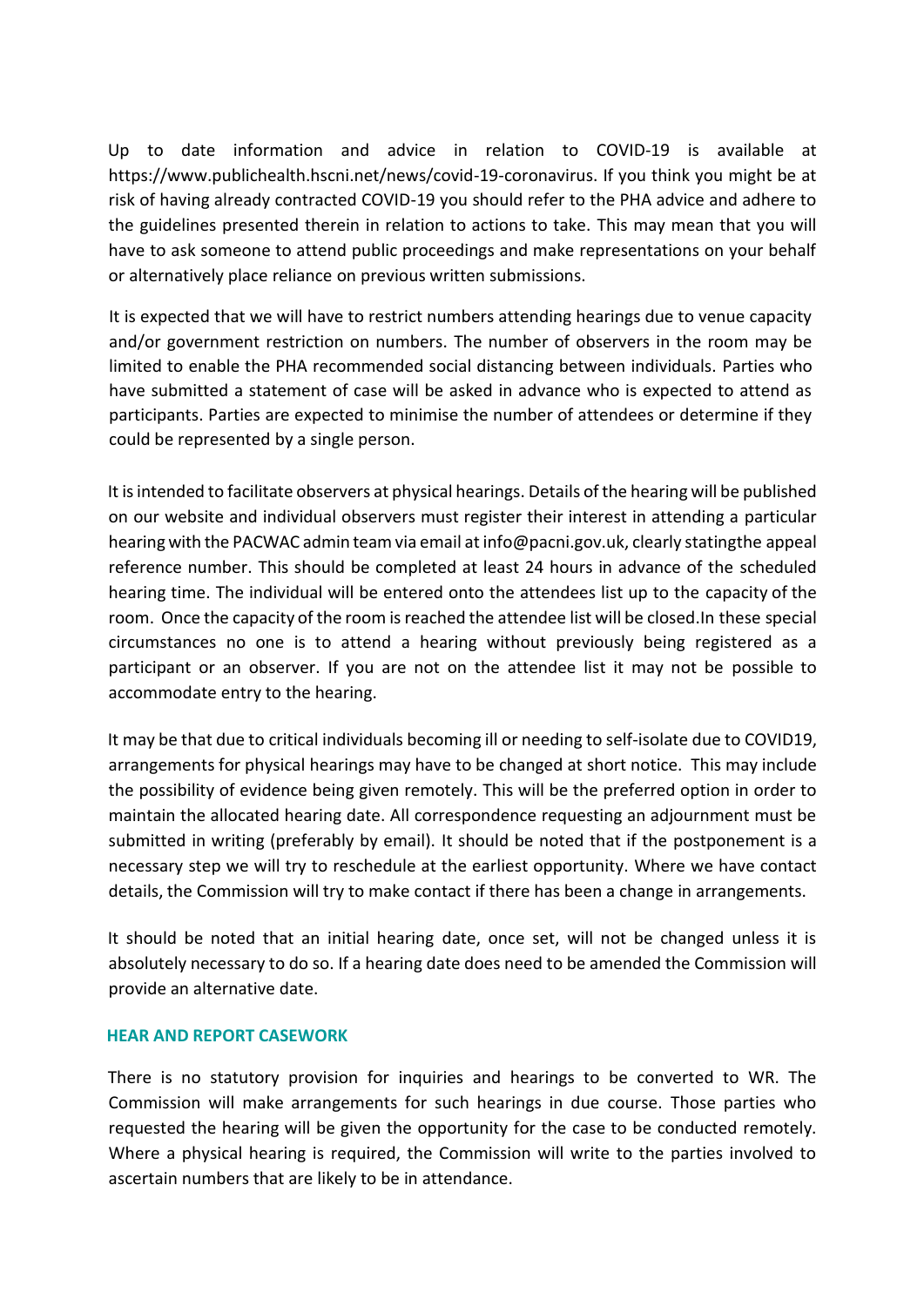Up to date information and advice in relation to COVID-19 is available at https://www.publichealth.hscni.net/news/covid-19-coronavirus. If you think you might be at risk of having already contracted COVID-19 you should refer to the PHA advice and adhere to the guidelines presented therein in relation to actions to take. This may mean that you will have to ask someone to attend public proceedings and make representations on your behalf or alternatively place reliance on previous written submissions.

It is expected that we will have to restrict numbers attending hearings due to venue capacity and/or government restriction on numbers. The number of observers in the room may be limited to enable the PHA recommended social distancing between individuals. Parties who have submitted a statement of case will be asked in advance who is expected to attend as participants. Parties are expected to minimise the number of attendees or determine if they could be represented by a single person.

It is intended to facilitate observers at physical hearings. Details of the hearing will be published on our website and individual observers must register their interest in attending a particular hearing with the PACWAC admin team via email at info@pacni.gov.uk, clearly statingthe appeal reference number. This should be completed at least 24 hours in advance of the scheduled hearing time. The individual will be entered onto the attendees list up to the capacity of the room. Once the capacity of the room is reached the attendee list will be closed.In these special circumstances no one is to attend a hearing without previously being registered as a participant or an observer. If you are not on the attendee list it may not be possible to accommodate entry to the hearing.

It may be that due to critical individuals becoming ill or needing to self-isolate due to COVID19, arrangements for physical hearings may have to be changed at short notice. This may include the possibility of evidence being given remotely. This will be the preferred option in order to maintain the allocated hearing date. All correspondence requesting an adjournment must be submitted in writing (preferably by email). It should be noted that if the postponement is a necessary step we will try to reschedule at the earliest opportunity. Where we have contact details, the Commission will try to make contact if there has been a change in arrangements.

It should be noted that an initial hearing date, once set, will not be changed unless it is absolutely necessary to do so. If a hearing date does need to be amended the Commission will provide an alternative date.

## HEAR AND REPORT CASEWORK

There is no statutory provision for inquiries and hearings to be converted to WR. The Commission will make arrangements for such hearings in due course. Those parties who requested the hearing will be given the opportunity for the case to be conducted remotely. Where a physical hearing is required, the Commission will write to the parties involved to ascertain numbers that are likely to be in attendance.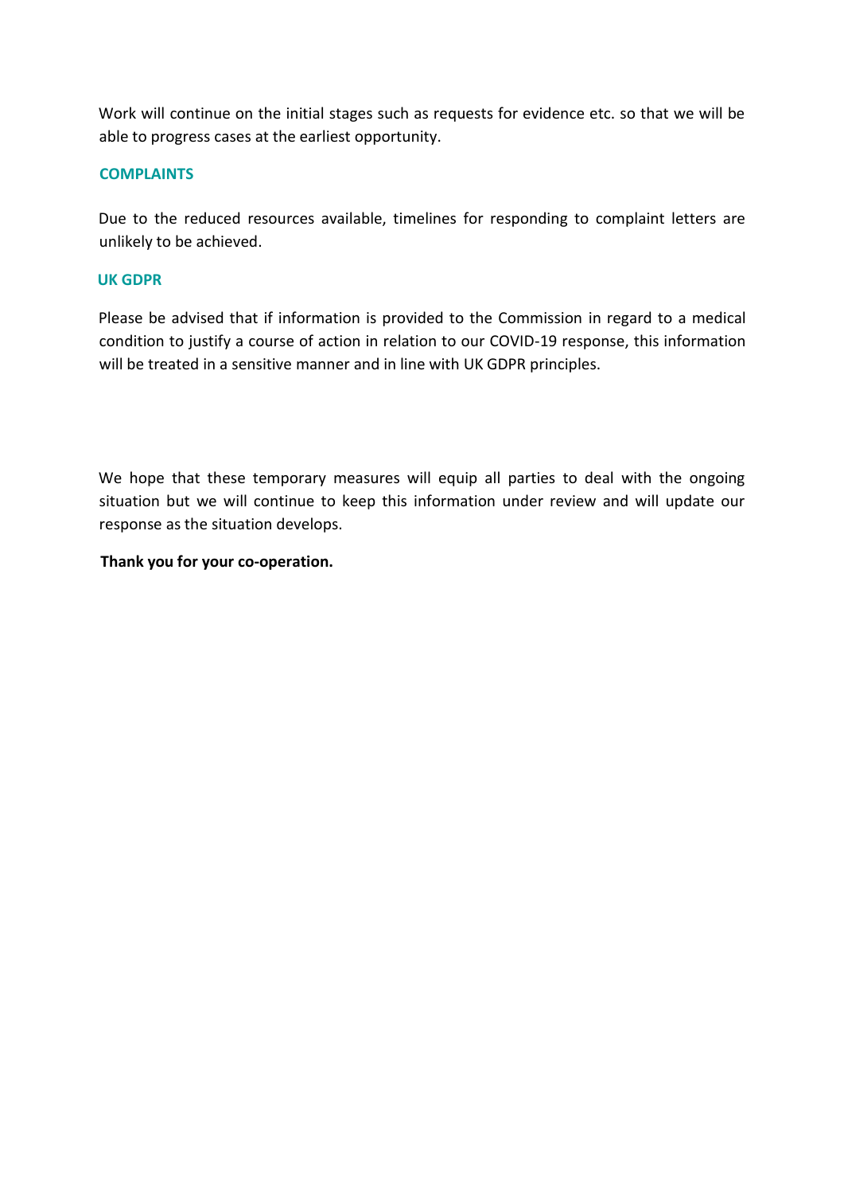Work will continue on the initial stages such as requests for evidence etc. so that we will be able to progress cases at the earliest opportunity.

## COMPLAINTS

Due to the reduced resources available, timelines for responding to complaint letters are unlikely to be achieved.

## UK GDPR

Please be advised that if information is provided to the Commission in regard to a medical condition to justify a course of action in relation to our COVID-19 response, this information will be treated in a sensitive manner and in line with UK GDPR principles.

We hope that these temporary measures will equip all parties to deal with the ongoing situation but we will continue to keep this information under review and will update our response as the situation develops.

**Thank you for your co-operation.**